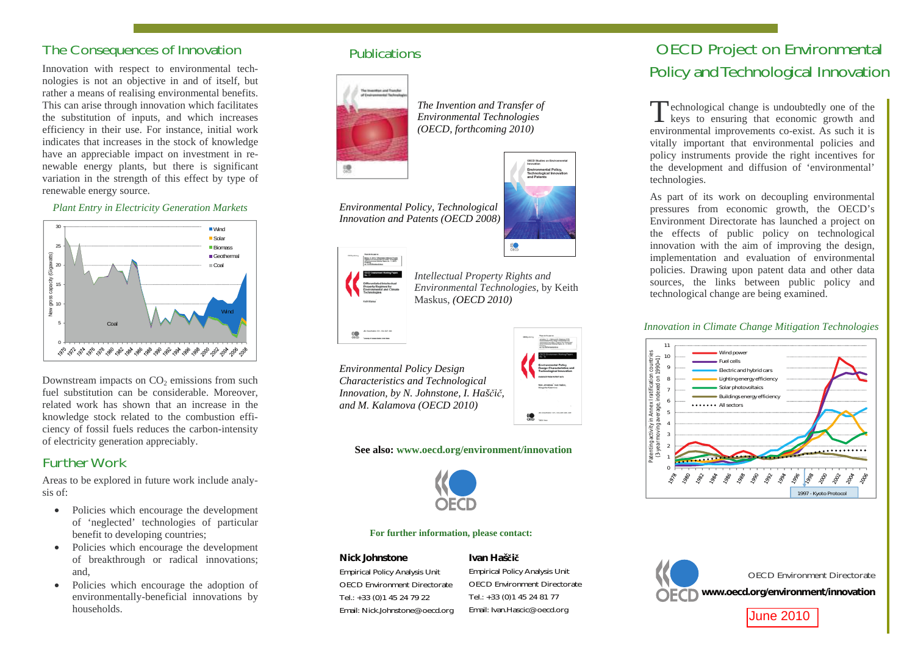## The Consequences of Innovation

Innovation with respect to environmental technologies is not an objective in and of itself, but rather a means of realising environmental benefits. This can arise through innovation which facilitates the substitution of inputs, and which increases efficiency in their use. For instance, initial work indicates that increases in the stock of knowledge have an appreciable impact on investment in renewable energy plants, but there is significant variation in the strength of this effect by type of renewable energy source.

*Plant Entry in Electricity Generation Markets*

Downstream impacts on $CO_2$ emissions from such fuel substitution can be considerable. Moreover, related work has shown that an increase in the knowledge stock related to the combustion efficiency of fossil fuels reduces the carbon-intensity of electricity generation appreciably.

## Further Work

Areas to be explored in future work include analysis of:

- Policies which encourage the development of 'neglected' technologies of particular benefit to developing countries;
- Policies which encourage the development of breakthrough or radical innovations; and,
- Policies which encourage the adoption of environmentally-beneficial innovations by households.

## Publications

*The Invention and Transfer of Environmental Technologies (OECD, forthcoming 2010)*

*Environmental Policy, Technological Innovation and Patents (OECD 2008)*

*Intellectual Property Rights and Environmental Technologies*, by Keith Maskus, *(OECD 2010)*

*Environmental Policy Design Characteristics and Technological Innovation, by N. Johnstone, I. Haščič, and M. Kalamova (OECD 2010)*

**See also: www.oecd.org/environment/innovation**

**For further information, please contact:**

**Nick Johnstone**
Empirical Policy Analysis Unit
OECD Environment Directorate
Tel.: +33 (0)1 45 24 79 22
Email: Nick.Johnstone@oecd.org

**Ivan Haščič**
Empirical Policy Analysis Unit
OECD Environment Directorate
Tel.: +33 (0)1 45 24 81 77
Email: Ivan.Hascic@oecd.org

# OECD Project on Environmental Policy and Technological Innovation

Technological change is undoubtedly one of the keys to ensuring that economic growth and environmental improvements co-exist. As such it is vitally important that environmental policies and policy instruments provide the right incentives for the development and diffusion of 'environmental' technologies.

As part of its work on decoupling environmental pressures from economic growth, the OECD's Environment Directorate has launched a project on the effects of public policy on technological innovation with the aim of improving the design, implementation and evaluation of environmental policies. Drawing upon patent data and other data sources, the links between public policy and technological change are being examined.

*Innovation in Climate Change Mitigation Technologies*

OECD Environment Directorate
**www.oecd.org/environment/innovation**

June 2010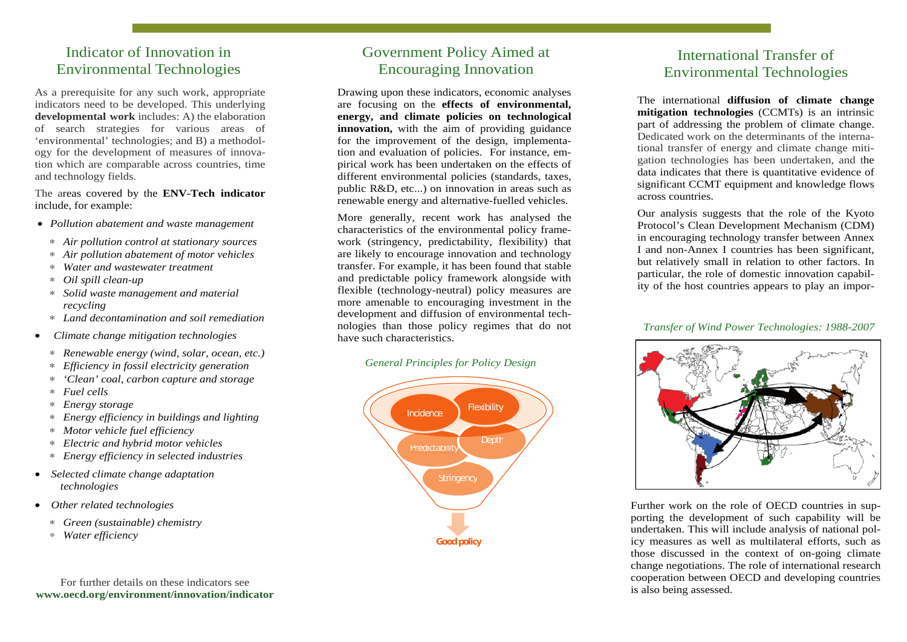## Indicator of Innovation in Environmental Technologies

As a prerequisite for any such work, appropriate indicators need to be developed. This underlying **developmental work** includes: A) the elaboration of search strategies for various areas of 'environmental' technologies; and B) a methodology for the development of measures of innovation which are comparable across countries, time and technology fields.

The areas covered by the **ENV-Tech indicator** include, for example:

- *Pollution abatement and waste management*
  - *Air pollution control at stationary sources*
  - *Air pollution abatement of motor vehicles*
  - *Water and wastewater treatment*
  - *Oil spill clean-up*
  - *Solid waste management and material recycling*
  - *Land decontamination and soil remediation*
- *Climate change mitigation technologies*
  - *Renewable energy (wind, solar, ocean, etc.)*
  - *Efficiency in fossil electricity generation*
  - *'Clean' coal, carbon capture and storage*
  - *Fuel cells*
  - *Energy storage*
  - *Energy efficiency in buildings and lighting*
  - *Motor vehicle fuel efficiency*
  - *Electric and hybrid motor vehicles*
  - *Energy efficiency in selected industries*
- *Selected climate change adaptation technologies*
- *Other related technologies*
  - *Green (sustainable) chemistry*
  - *Water efficiency*

For further details on these indicators see
**www.oecd.org/environment/innovation/indicator**

## Government Policy Aimed at Encouraging Innovation

Drawing upon these indicators, economic analyses are focusing on the **effects of environmental, energy, and climate policies on technological innovation,** with the aim of providing guidance for the improvement of the design, implementation and evaluation of policies. For instance, empirical work has been undertaken on the effects of different environmental policies (standards, taxes, public R&D, etc...) on innovation in areas such as renewable energy and alternative-fuelled vehicles.

More generally, recent work has analysed the characteristics of the environmental policy framework (stringency, predictability, flexibility) that are likely to encourage innovation and technology transfer. For example, it has been found that stable and predictable policy framework alongside with flexible (technology-neutral) policy measures are more amenable to encouraging investment in the development and diffusion of environmental technologies than those policy regimes that do not have such characteristics.

*General Principles for Policy Design*

Incidence
Flexibility
Predictability
Depth
Stringency
Good policy

## International Transfer of Environmental Technologies

The international **diffusion of climate change mitigation technologies** (CCMTs) is an intrinsic part of addressing the problem of climate change. Dedicated work on the determinants of the international transfer of energy and climate change mitigation technologies has been undertaken, and the data indicates that there is quantitative evidence of significant CCMT equipment and knowledge flows across countries.

Our analysis suggests that the role of the Kyoto Protocol's Clean Development Mechanism (CDM) in encouraging technology transfer between Annex I and non-Annex I countries has been significant, but relatively small in relation to other factors. In particular, the role of domestic innovation capability of the host countries appears to play an impor-

*Transfer of Wind Power Technologies: 1988-2007*

Further work on the role of OECD countries in supporting the development of such capability will be undertaken. This will include analysis of national policy measures as well as multilateral efforts, such as those discussed in the context of on-going climate change negotiations. The role of international research cooperation between OECD and developing countries is also being assessed.